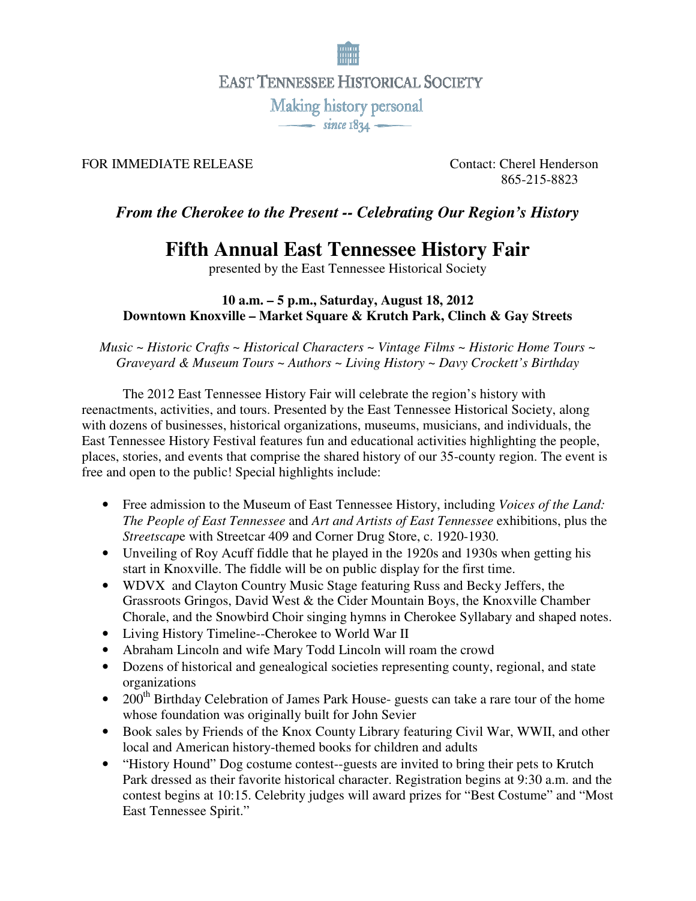EAST TENNESSEE HISTORICAL SOCIETY

Making history personal

since 1834

FOR IMMEDIATE RELEASE

Contact: Cherel Henderson
865-215-8823

***From the Cherokee to the Present -- Celebrating Our Region's History***

# Fifth Annual East Tennessee History Fair

presented by the East Tennessee Historical Society

**10 a.m. – 5 p.m., Saturday, August 18, 2012**
**Downtown Knoxville – Market Square & Krutch Park, Clinch & Gay Streets**

*Music ~ Historic Crafts ~ Historical Characters ~ Vintage Films ~ Historic Home Tours ~ Graveyard & Museum Tours ~ Authors ~ Living History ~ Davy Crockett's Birthday*

The 2012 East Tennessee History Fair will celebrate the region's history with reenactments, activities, and tours. Presented by the East Tennessee Historical Society, along with dozens of businesses, historical organizations, museums, musicians, and individuals, the East Tennessee History Festival features fun and educational activities highlighting the people, places, stories, and events that comprise the shared history of our 35-county region. The event is free and open to the public! Special highlights include:

- Free admission to the Museum of East Tennessee History, including *Voices of the Land: The People of East Tennessee* and *Art and Artists of East Tennessee* exhibitions, plus the *Streetscap*e with Streetcar 409 and Corner Drug Store, c. 1920-1930.
- Unveiling of Roy Acuff fiddle that he played in the 1920s and 1930s when getting his start in Knoxville. The fiddle will be on public display for the first time.
- WDVX and Clayton Country Music Stage featuring Russ and Becky Jeffers, the Grassroots Gringos, David West & the Cider Mountain Boys, the Knoxville Chamber Chorale, and the Snowbird Choir singing hymns in Cherokee Syllabary and shaped notes.
- Living History Timeline--Cherokee to World War II
- Abraham Lincoln and wife Mary Todd Lincoln will roam the crowd
- Dozens of historical and genealogical societies representing county, regional, and state organizations
- 200th Birthday Celebration of James Park House- guests can take a rare tour of the home whose foundation was originally built for John Sevier
- Book sales by Friends of the Knox County Library featuring Civil War, WWII, and other local and American history-themed books for children and adults
- "History Hound" Dog costume contest--guests are invited to bring their pets to Krutch Park dressed as their favorite historical character. Registration begins at 9:30 a.m. and the contest begins at 10:15. Celebrity judges will award prizes for "Best Costume" and "Most East Tennessee Spirit."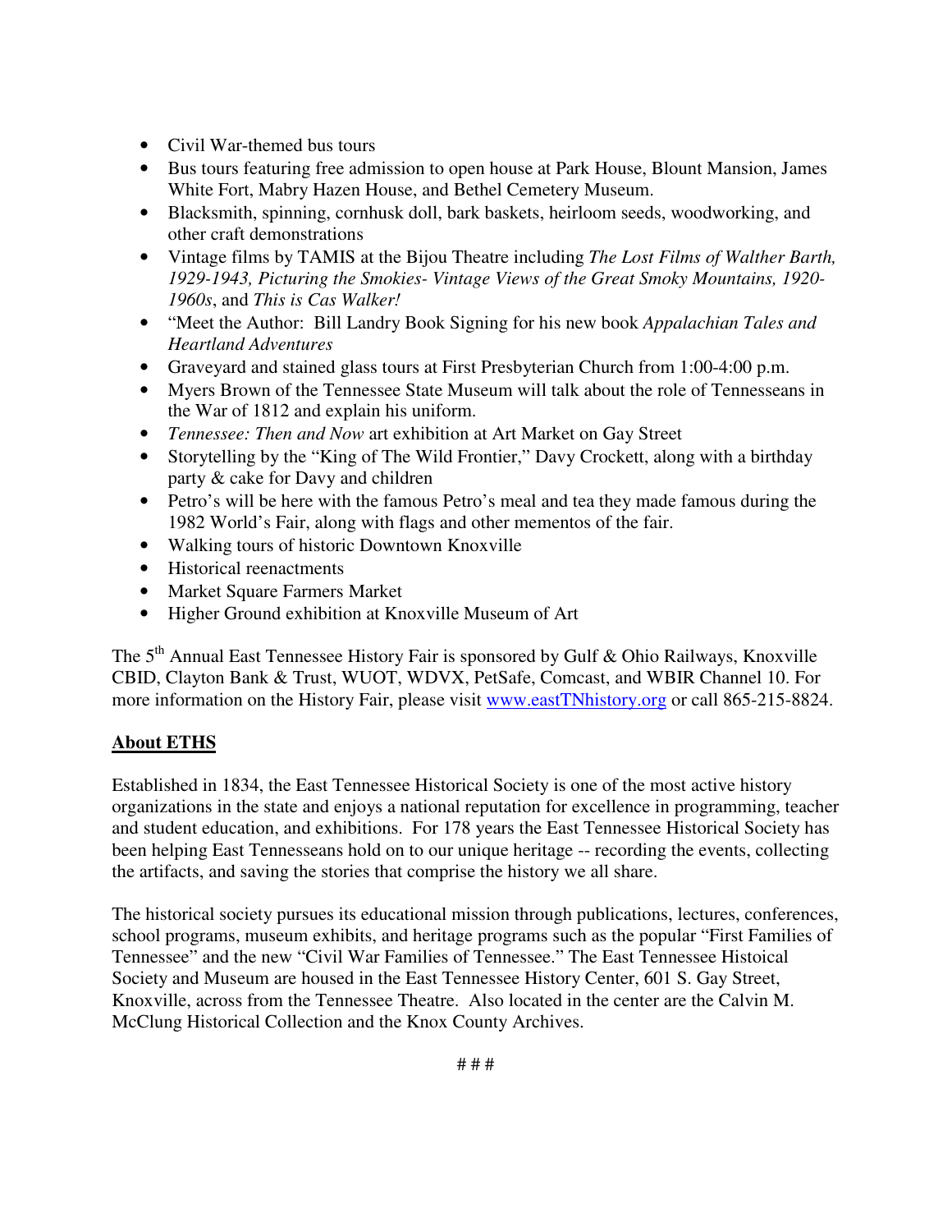- Civil War-themed bus tours
- Bus tours featuring free admission to open house at Park House, Blount Mansion, James White Fort, Mabry Hazen House, and Bethel Cemetery Museum.
- Blacksmith, spinning, cornhusk doll, bark baskets, heirloom seeds, woodworking, and other craft demonstrations
- Vintage films by TAMIS at the Bijou Theatre including *The Lost Films of Walther Barth, 1929-1943, Picturing the Smokies- Vintage Views of the Great Smoky Mountains, 1920-1960s*, and *This is Cas Walker!*
- "Meet the Author: Bill Landry Book Signing for his new book *Appalachian Tales and Heartland Adventures*
- Graveyard and stained glass tours at First Presbyterian Church from 1:00-4:00 p.m.
- Myers Brown of the Tennessee State Museum will talk about the role of Tennesseans in the War of 1812 and explain his uniform.
- *Tennessee: Then and Now* art exhibition at Art Market on Gay Street
- Storytelling by the "King of The Wild Frontier," Davy Crockett, along with a birthday party & cake for Davy and children
- Petro's will be here with the famous Petro's meal and tea they made famous during the 1982 World's Fair, along with flags and other mementos of the fair.
- Walking tours of historic Downtown Knoxville
- Historical reenactments
- Market Square Farmers Market
- Higher Ground exhibition at Knoxville Museum of Art

The 5th Annual East Tennessee History Fair is sponsored by Gulf & Ohio Railways, Knoxville CBID, Clayton Bank & Trust, WUOT, WDVX, PetSafe, Comcast, and WBIR Channel 10. For more information on the History Fair, please visit [www.eastTNhistory.org](http://www.eastTNhistory.org) or call 865-215-8824.

**About ETHS**

Established in 1834, the East Tennessee Historical Society is one of the most active history organizations in the state and enjoys a national reputation for excellence in programming, teacher and student education, and exhibitions. For 178 years the East Tennessee Historical Society has been helping East Tennesseans hold on to our unique heritage -- recording the events, collecting the artifacts, and saving the stories that comprise the history we all share.

The historical society pursues its educational mission through publications, lectures, conferences, school programs, museum exhibits, and heritage programs such as the popular "First Families of Tennessee" and the new "Civil War Families of Tennessee." The East Tennessee Histoical Society and Museum are housed in the East Tennessee History Center, 601 S. Gay Street, Knoxville, across from the Tennessee Theatre. Also located in the center are the Calvin M. McClung Historical Collection and the Knox County Archives.

# # #